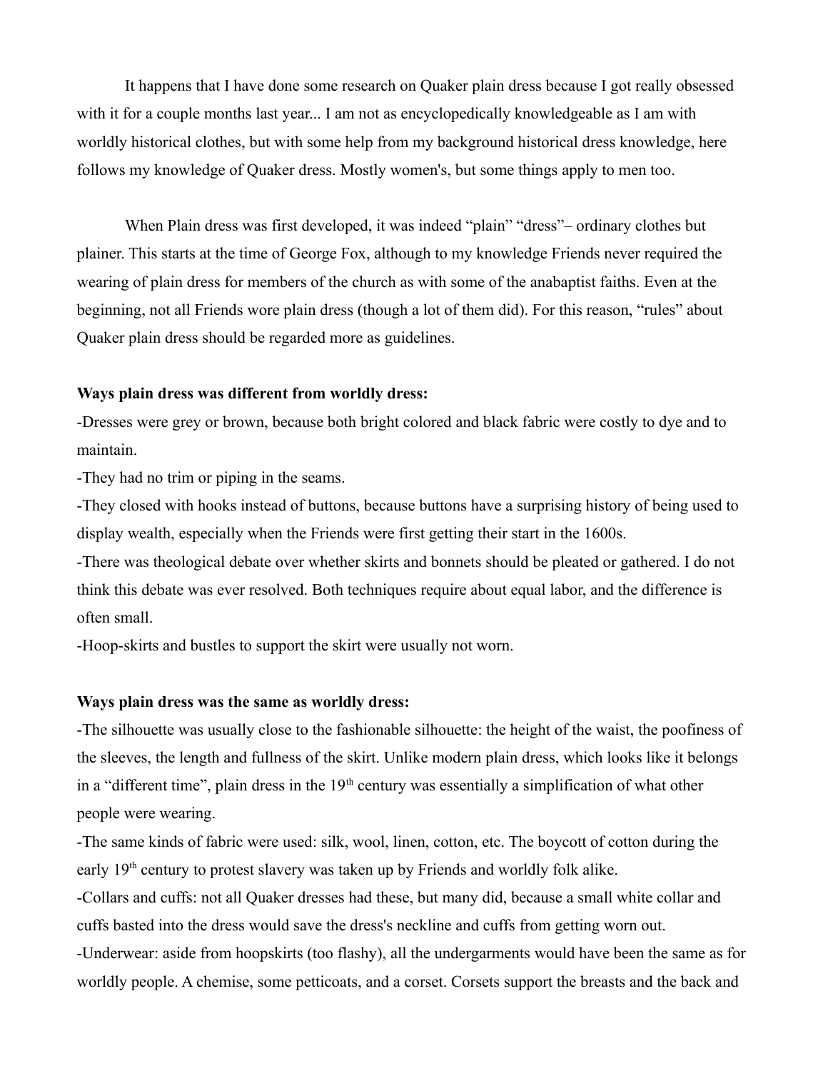It happens that I have done some research on Quaker plain dress because I got really obsessed with it for a couple months last year... I am not as encyclopedically knowledgeable as I am with worldly historical clothes, but with some help from my background historical dress knowledge, here follows my knowledge of Quaker dress. Mostly women's, but some things apply to men too.

When Plain dress was first developed, it was indeed "plain" "dress"– ordinary clothes but plainer. This starts at the time of George Fox, although to my knowledge Friends never required the wearing of plain dress for members of the church as with some of the anabaptist faiths. Even at the beginning, not all Friends wore plain dress (though a lot of them did). For this reason, "rules" about Quaker plain dress should be regarded more as guidelines.

**Ways plain dress was different from worldly dress:**

-Dresses were grey or brown, because both bright colored and black fabric were costly to dye and to maintain.
-They had no trim or piping in the seams.
-They closed with hooks instead of buttons, because buttons have a surprising history of being used to display wealth, especially when the Friends were first getting their start in the 1600s.
-There was theological debate over whether skirts and bonnets should be pleated or gathered. I do not think this debate was ever resolved. Both techniques require about equal labor, and the difference is often small.
-Hoop-skirts and bustles to support the skirt were usually not worn.

**Ways plain dress was the same as worldly dress:**

-The silhouette was usually close to the fashionable silhouette: the height of the waist, the poofiness of the sleeves, the length and fullness of the skirt. Unlike modern plain dress, which looks like it belongs in a "different time", plain dress in the 19th century was essentially a simplification of what other people were wearing.
-The same kinds of fabric were used: silk, wool, linen, cotton, etc. The boycott of cotton during the early 19th century to protest slavery was taken up by Friends and worldly folk alike.
-Collars and cuffs: not all Quaker dresses had these, but many did, because a small white collar and cuffs basted into the dress would save the dress's neckline and cuffs from getting worn out.
-Underwear: aside from hoopskirts (too flashy), all the undergarments would have been the same as for worldly people. A chemise, some petticoats, and a corset. Corsets support the breasts and the back and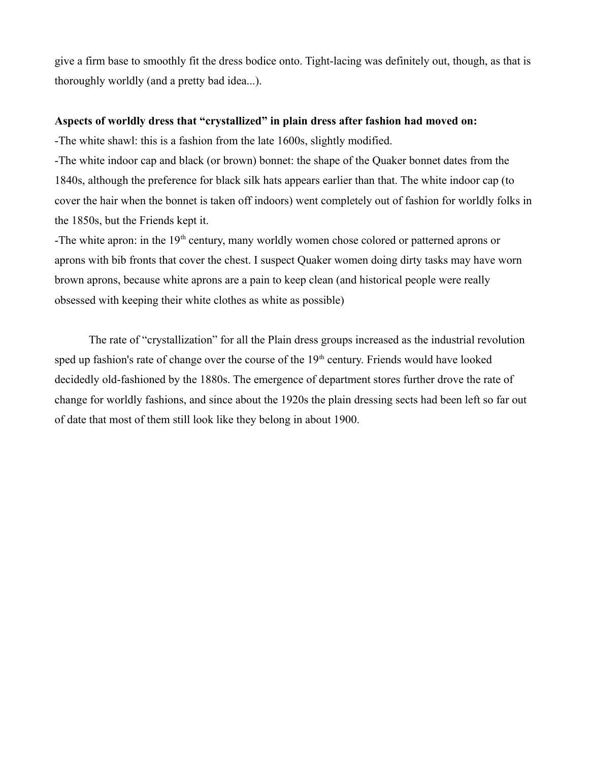give a firm base to smoothly fit the dress bodice onto. Tight-lacing was definitely out, though, as that is thoroughly worldly (and a pretty bad idea...).

**Aspects of worldly dress that "crystallized" in plain dress after fashion had moved on:**

-The white shawl: this is a fashion from the late 1600s, slightly modified.

-The white indoor cap and black (or brown) bonnet: the shape of the Quaker bonnet dates from the 1840s, although the preference for black silk hats appears earlier than that. The white indoor cap (to cover the hair when the bonnet is taken off indoors) went completely out of fashion for worldly folks in the 1850s, but the Friends kept it.

-The white apron: in the 19th century, many worldly women chose colored or patterned aprons or aprons with bib fronts that cover the chest. I suspect Quaker women doing dirty tasks may have worn brown aprons, because white aprons are a pain to keep clean (and historical people were really obsessed with keeping their white clothes as white as possible)

The rate of "crystallization" for all the Plain dress groups increased as the industrial revolution sped up fashion's rate of change over the course of the 19th century. Friends would have looked decidedly old-fashioned by the 1880s. The emergence of department stores further drove the rate of change for worldly fashions, and since about the 1920s the plain dressing sects had been left so far out of date that most of them still look like they belong in about 1900.